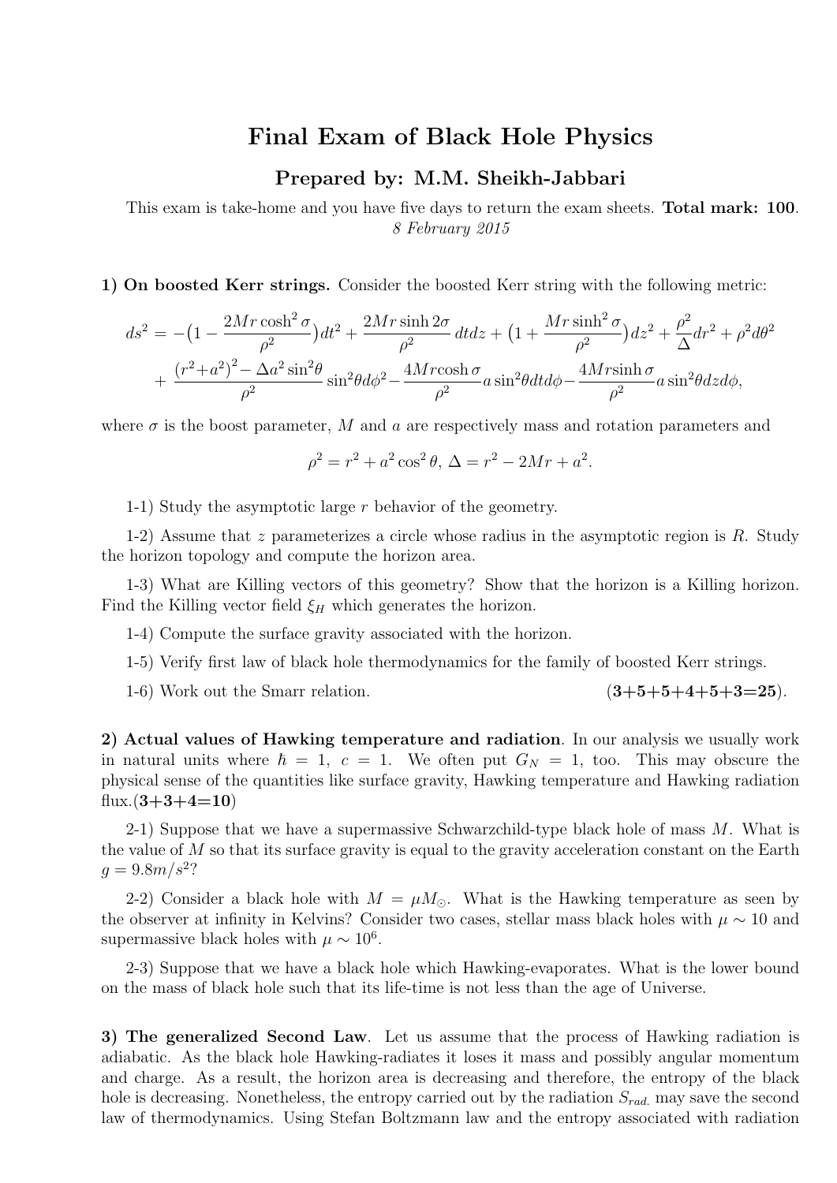# Final Exam of Black Hole Physics

## Prepared by: M.M. Sheikh-Jabbari

This exam is take-home and you have five days to return the exam sheets. **Total mark: 100**.

*8 February 2015*

**1) On boosted Kerr strings.** Consider the boosted Kerr string with the following metric:

$$
\begin{aligned}
ds^2 = &-\big(1-\frac{2Mr\cosh^2\sigma}{\rho^2}\big)dt^2 + \frac{2Mr\sinh 2\sigma}{\rho^2}\,dtdz + \big(1+\frac{Mr\sinh^2\sigma}{\rho^2}\big)dz^2 + \frac{\rho^2}{\Delta}dr^2 + \rho^2 d\theta^2 \\
&+ \frac{(r^2+a^2)^2 - \Delta a^2\sin^2\theta}{\rho^2}\sin^2\theta d\phi^2 - \frac{4Mr\cosh\sigma}{\rho^2}a\sin^2\theta dt d\phi - \frac{4Mr\sinh\sigma}{\rho^2}a\sin^2\theta dz d\phi,
\end{aligned}
$$

where $\sigma$ is the boost parameter, $M$ and $a$ are respectively mass and rotation parameters and

$$
\rho^2 = r^2 + a^2\cos^2\theta,\ \Delta = r^2 - 2Mr + a^2.
$$

1-1) Study the asymptotic large $r$ behavior of the geometry.

1-2) Assume that $z$ parameterizes a circle whose radius in the asymptotic region is $R$. Study the horizon topology and compute the horizon area.

1-3) What are Killing vectors of this geometry? Show that the horizon is a Killing horizon. Find the Killing vector field $\xi_H$ which generates the horizon.

1-4) Compute the surface gravity associated with the horizon.

1-5) Verify first law of black hole thermodynamics for the family of boosted Kerr strings.

1-6) Work out the Smarr relation. **(3+5+5+4+5+3=25)**.

**2) Actual values of Hawking temperature and radiation**. In our analysis we usually work in natural units where $\hbar = 1$, $c = 1$. We often put $G_N = 1$, too. This may obscure the physical sense of the quantities like surface gravity, Hawking temperature and Hawking radiation flux.**(3+3+4=10)**

2-1) Suppose that we have a supermassive Schwarzchild-type black hole of mass $M$. What is the value of $M$ so that its surface gravity is equal to the gravity acceleration constant on the Earth $g = 9.8m/s^2$?

2-2) Consider a black hole with $M = \mu M_\odot$. What is the Hawking temperature as seen by the observer at infinity in Kelvins? Consider two cases, stellar mass black holes with $\mu \sim 10$ and supermassive black holes with $\mu \sim 10^6$.

2-3) Suppose that we have a black hole which Hawking-evaporates. What is the lower bound on the mass of black hole such that its life-time is not less than the age of Universe.

**3) The generalized Second Law**. Let us assume that the process of Hawking radiation is adiabatic. As the black hole Hawking-radiates it loses it mass and possibly angular momentum and charge. As a result, the horizon area is decreasing and therefore, the entropy of the black hole is decreasing. Nonetheless, the entropy carried out by the radiation $S_{rad.}$ may save the second law of thermodynamics. Using Stefan Boltzmann law and the entropy associated with radiation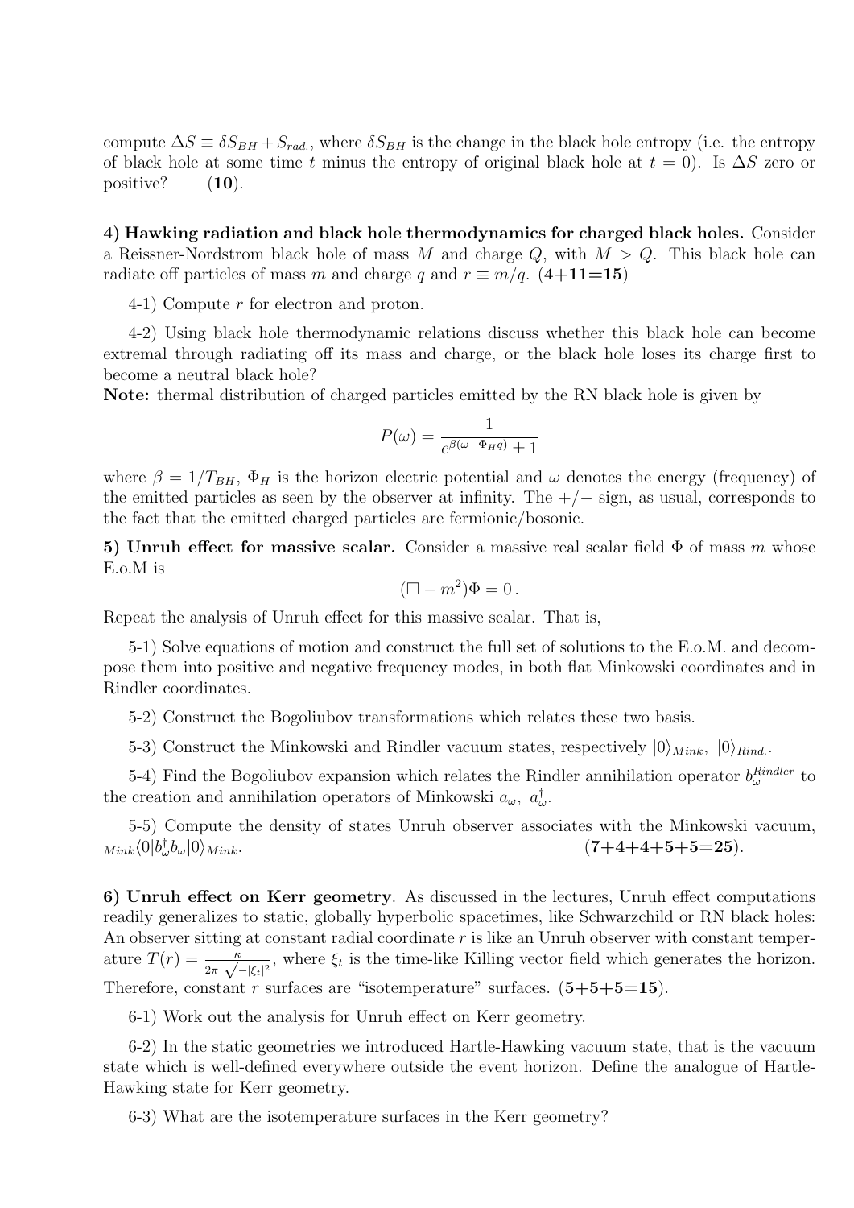compute $\Delta S \equiv \delta S_{BH} + S_{rad.}$, where $\delta S_{BH}$ is the change in the black hole entropy (i.e. the entropy of black hole at some time $t$ minus the entropy of original black hole at $t = 0$). Is $\Delta S$ zero or positive? **(10)**.

**4) Hawking radiation and black hole thermodynamics for charged black holes.** Consider a Reissner-Nordstrom black hole of mass $M$ and charge $Q$, with $M > Q$. This black hole can radiate off particles of mass $m$ and charge $q$ and $r \equiv m/q$. **(4+11=15)**

4-1) Compute $r$ for electron and proton.

4-2) Using black hole thermodynamic relations discuss whether this black hole can become extremal through radiating off its mass and charge, or the black hole loses its charge first to become a neutral black hole?

**Note:** thermal distribution of charged particles emitted by the RN black hole is given by

$$P(\omega) = \frac{1}{e^{\beta(\omega - \Phi_H q)} \pm 1}$$

where $\beta = 1/T_{BH}$, $\Phi_H$ is the horizon electric potential and $\omega$ denotes the energy (frequency) of the emitted particles as seen by the observer at infinity. The $+/-$ sign, as usual, corresponds to the fact that the emitted charged particles are fermionic/bosonic.

**5) Unruh effect for massive scalar.** Consider a massive real scalar field $\Phi$ of mass $m$ whose E.o.M is

$$(\Box - m^2)\Phi = 0\,.$$

Repeat the analysis of Unruh effect for this massive scalar. That is,

5-1) Solve equations of motion and construct the full set of solutions to the E.o.M. and decompose them into positive and negative frequency modes, in both flat Minkowski coordinates and in Rindler coordinates.

5-2) Construct the Bogoliubov transformations which relates these two basis.

5-3) Construct the Minkowski and Rindler vacuum states, respectively $|0\rangle_{Mink},\ |0\rangle_{Rind.}$.

5-4) Find the Bogoliubov expansion which relates the Rindler annihilation operator $b_\omega^{Rindler}$ to the creation and annihilation operators of Minkowski $a_\omega,\ a_\omega^\dagger$.

5-5) Compute the density of states Unruh observer associates with the Minkowski vacuum, ${}_{Mink}\langle 0|b_\omega^\dagger b_\omega|0\rangle_{Mink}$. **(7+4+4+5+5=25)**.

**6) Unruh effect on Kerr geometry**. As discussed in the lectures, Unruh effect computations readily generalizes to static, globally hyperbolic spacetimes, like Schwarzchild or RN black holes: An observer sitting at constant radial coordinate $r$ is like an Unruh observer with constant temperature $T(r) = \frac{\kappa}{2\pi\ \sqrt{-|\xi_t|^2}}$, where $\xi_t$ is the time-like Killing vector field which generates the horizon. Therefore, constant $r$ surfaces are "isotemperature" surfaces. **(5+5+5=15)**.

6-1) Work out the analysis for Unruh effect on Kerr geometry.

6-2) In the static geometries we introduced Hartle-Hawking vacuum state, that is the vacuum state which is well-defined everywhere outside the event horizon. Define the analogue of Hartle-Hawking state for Kerr geometry.

6-3) What are the isotemperature surfaces in the Kerr geometry?